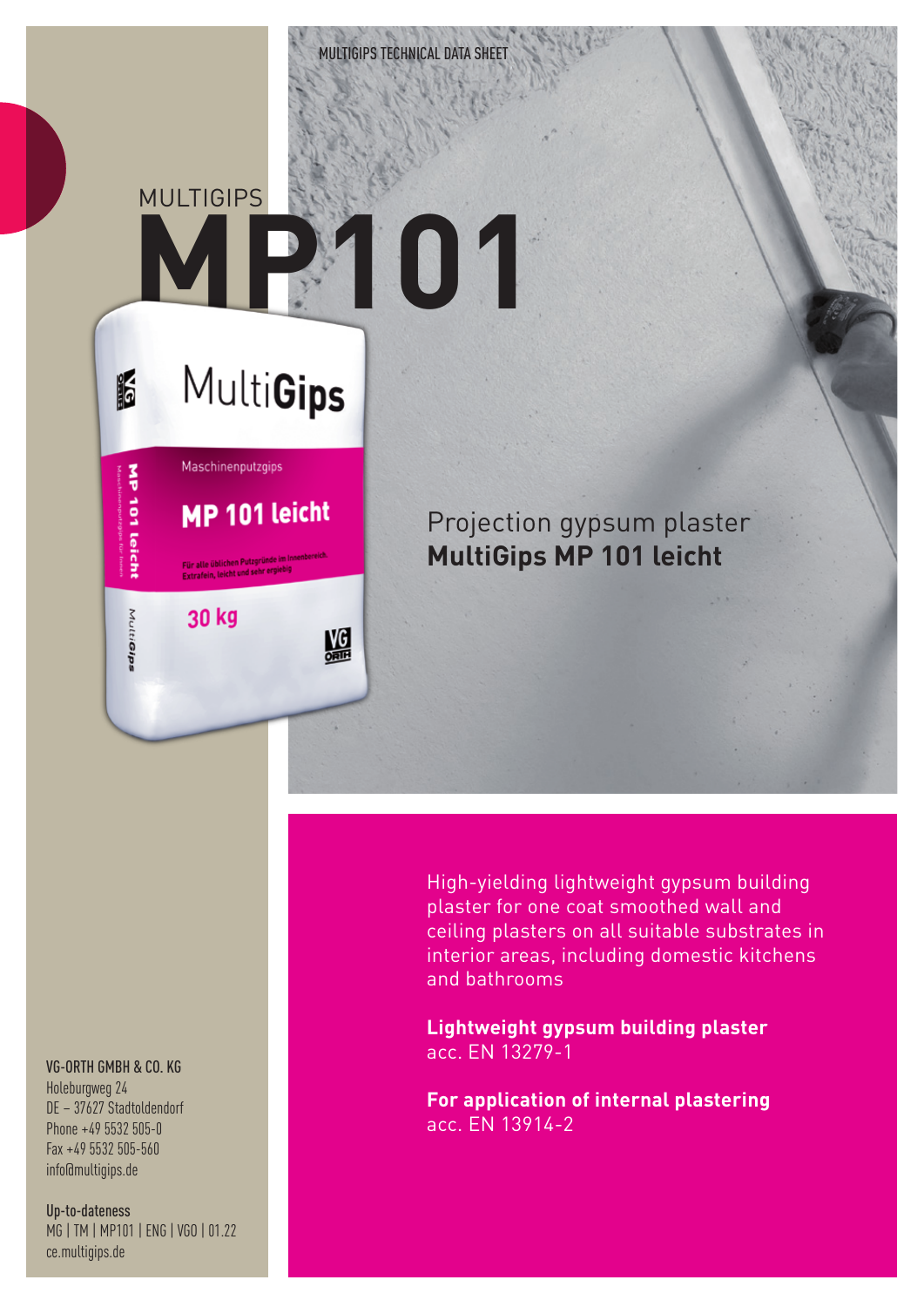MULTIGIPS TECHNICAL DATA SHEET

MULTIGIPS

# MP101

Projection gypsum plaster
**MultiGips MP 101 leicht**

High-yielding lightweight gypsum building plaster for one coat smoothed wall and ceiling plasters on all suitable substrates in interior areas, including domestic kitchens and bathrooms

**Lightweight gypsum building plaster**
acc. EN 13279-1

**For application of internal plastering**
acc. EN 13914-2

VG-ORTH GMBH & CO. KG
Holeburgweg 24
DE – 37627 Stadtoldendorf
Phone +49 5532 505-0
Fax +49 5532 505-560
info@multigips.de

Up-to-dateness
MG | TM | MP101 | ENG | VGO | 01.22
ce.multigips.de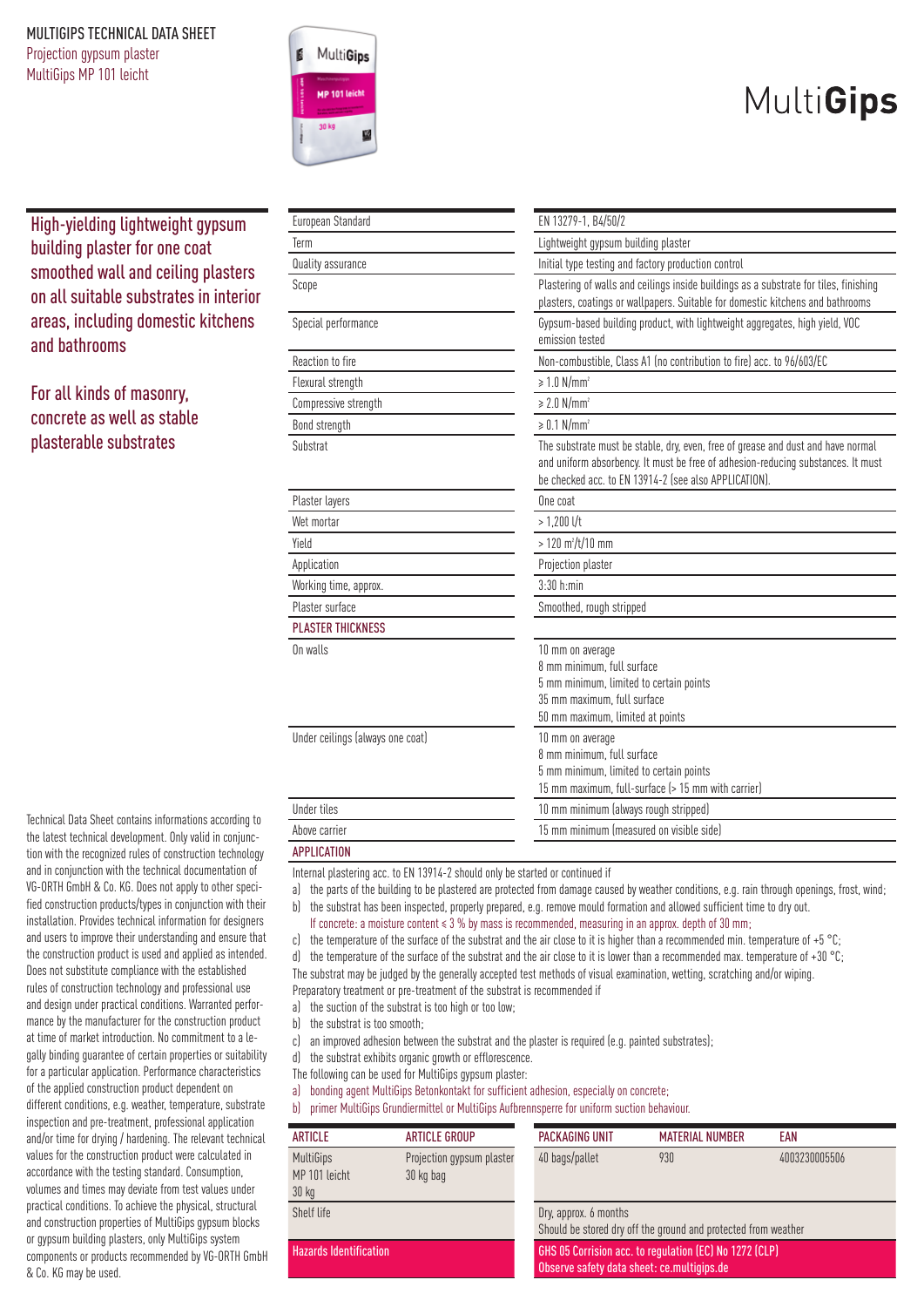MULTIGIPS TECHNICAL DATA SHEET
Projection gypsum plaster
MultiGips MP 101 leicht

MultiGips

## High-yielding lightweight gypsum building plaster for one coat smoothed wall and ceiling plasters on all suitable substrates in interior areas, including domestic kitchens and bathrooms

## For all kinds of masonry, concrete as well as stable plasterable substrates

| | |
|---|---|
| European Standard | EN 13279-1, B4/50/2 |
| Term | Lightweight gypsum building plaster |
| Quality assurance | Initial type testing and factory production control |
| Scope | Plastering of walls and ceilings inside buildings as a substrate for tiles, finishing plasters, coatings or wallpapers. Suitable for domestic kitchens and bathrooms |
| Special performance | Gypsum-based building product, with lightweight aggregates, high yield, VOC emission tested |
| Reaction to fire | Non-combustible, Class A1 (no contribution to fire) acc. to 96/603/EC |
| Flexural strength | ≥ 1.0 N/mm² |
| Compressive strength | ≥ 2.0 N/mm² |
| Bond strength | ≥ 0.1 N/mm² |
| Substrat | The substrate must be stable, dry, even, free of grease and dust and have normal and uniform absorbency. It must be free of adhesion-reducing substances. It must be checked acc. to EN 13914-2 (see also APPLICATION). |
| Plaster layers | One coat |
| Wet mortar | > 1,200 l/t |
| Yield | > 120 m²/t/10 mm |
| Application | Projection plaster |
| Working time, approx. | 3:30 h:min |
| Plaster surface | Smoothed, rough stripped |
| **PLASTER THICKNESS** | |
| On walls | 10 mm on average<br>8 mm minimum, full surface<br>5 mm minimum, limited to certain points<br>35 mm maximum, full surface<br>50 mm maximum, limited at points |
| Under ceilings (always one coat) | 10 mm on average<br>8 mm minimum, full surface<br>5 mm minimum, limited to certain points<br>15 mm maximum, full-surface (> 15 mm with carrier) |
| Under tiles | 10 mm minimum (always rough stripped) |
| Above carrier | 15 mm minimum (measured on visible side) |

### APPLICATION

Internal plastering acc. to EN 13914-2 should only be started or continued if

a) the parts of the building to be plastered are protected from damage caused by weather conditions, e.g. rain through openings, frost, wind;
b) the substrate has been inspected, properly prepared, e.g. remove mould formation and allowed sufficient time to dry out.
If concrete: a moisture content ≤ 3 % by mass is recommended, measuring in an approx. depth of 30 mm;
c) the temperature of the surface of the substrat and the air close to it is higher than a recommended min. temperature of +5 °C;
d) the temperature of the surface of the substrat and the air close to it is lower than a recommended max. temperature of +30 °C;

The substrat may be judged by the generally accepted test methods of visual examination, wetting, scratching and/or wiping.

Preparatory treatment or pre-treatment of the substrat is recommended if

a) the suction of the substrat is too high or too low;
b) the substrat is too smooth;
c) an improved adhesion between the substrat and the plaster is required (e.g. painted substrates);
d) the substrat exhibits organic growth or efflorescence.

The following can be used for MultiGips gypsum plaster:

a) bonding agent MultiGips Betonkontakt for sufficient adhesion, especially on concrete;
b) primer MultiGips Grundiermittel or MultiGips Aufbrennsperre for uniform suction behaviour.

| ARTICLE | ARTICLE GROUP | PACKAGING UNIT | MATERIAL NUMBER | EAN |
|---|---|---|---|---|
| MultiGips MP 101 leicht 30 kg | Projection gypsum plaster 30 kg bag | 40 bags/pallet | 930 | 4003230005506 |
| Shelf life | | Dry, approx. 6 months<br>Should be stored dry off the ground and protected from weather | | |
| Hazards Identification | | GHS 05 Corrision acc. to regulation (EC) No 1272 (CLP)<br>Observe safety data sheet: ce.multigips.de | | |

Technical Data Sheet contains informations according to the latest technical development. Only valid in conjunction with the recognized rules of construction technology and in conjunction with the technical documentation of VG-ORTH GmbH & Co. KG. Does not apply to other specified construction products/types in conjunction with their installation. Provides technical information for designers and users to improve their understanding and ensure that the construction product is used and applied as intended. Does not substitute compliance with the established rules of construction technology and professional use and design under practical conditions. Warranted performance by the manufacturer for the construction product at time of market introduction. No commitment to a legally binding guarantee of certain properties or suitability for a particular application. Performance characteristics of the applied construction product dependent on different conditions, e.g. weather, temperature, substrate inspection and pre-treatment, professional application and/or time for drying / hardening. The relevant technical values for the construction product were calculated in accordance with the testing standard. Consumption, volumes and times may deviate from test values under practical conditions. To achieve the physical, structural and construction properties of MultiGips gypsum blocks or gypsum building plasters, only MultiGips system components or products recommended by VG-ORTH GmbH & Co. KG may be used.